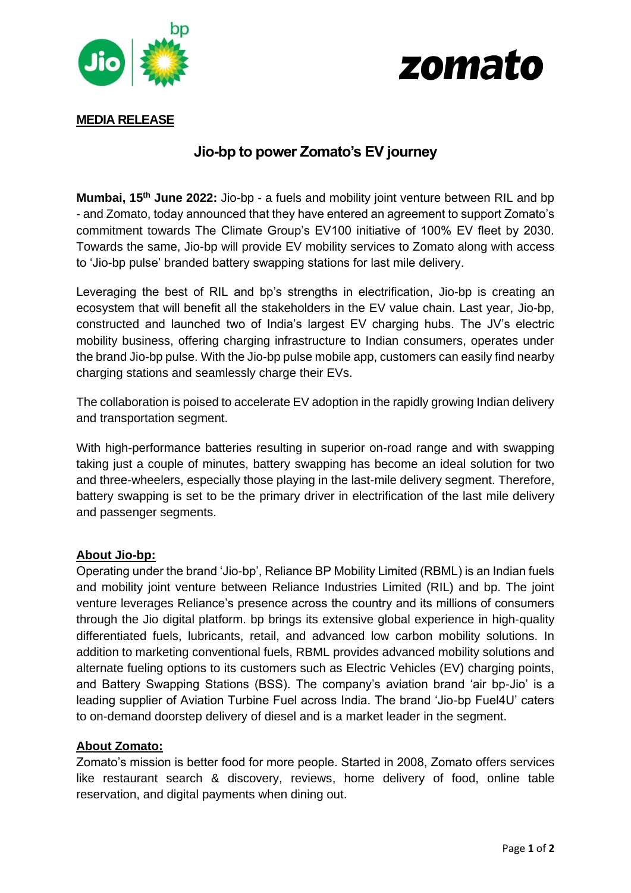**MEDIA RELEASE**

# Jio-bp to power Zomato's EV journey

**Mumbai, 15th June 2022:** Jio-bp - a fuels and mobility joint venture between RIL and bp - and Zomato, today announced that they have entered an agreement to support Zomato's commitment towards The Climate Group's EV100 initiative of 100% EV fleet by 2030. Towards the same, Jio-bp will provide EV mobility services to Zomato along with access to 'Jio-bp pulse' branded battery swapping stations for last mile delivery.

Leveraging the best of RIL and bp's strengths in electrification, Jio-bp is creating an ecosystem that will benefit all the stakeholders in the EV value chain. Last year, Jio-bp, constructed and launched two of India's largest EV charging hubs. The JV's electric mobility business, offering charging infrastructure to Indian consumers, operates under the brand Jio-bp pulse. With the Jio-bp pulse mobile app, customers can easily find nearby charging stations and seamlessly charge their EVs.

The collaboration is poised to accelerate EV adoption in the rapidly growing Indian delivery and transportation segment.

With high-performance batteries resulting in superior on-road range and with swapping taking just a couple of minutes, battery swapping has become an ideal solution for two and three-wheelers, especially those playing in the last-mile delivery segment. Therefore, battery swapping is set to be the primary driver in electrification of the last mile delivery and passenger segments.

## About Jio-bp:

Operating under the brand 'Jio-bp', Reliance BP Mobility Limited (RBML) is an Indian fuels and mobility joint venture between Reliance Industries Limited (RIL) and bp. The joint venture leverages Reliance's presence across the country and its millions of consumers through the Jio digital platform. bp brings its extensive global experience in high-quality differentiated fuels, lubricants, retail, and advanced low carbon mobility solutions. In addition to marketing conventional fuels, RBML provides advanced mobility solutions and alternate fueling options to its customers such as Electric Vehicles (EV) charging points, and Battery Swapping Stations (BSS). The company's aviation brand 'air bp-Jio' is a leading supplier of Aviation Turbine Fuel across India. The brand 'Jio-bp Fuel4U' caters to on-demand doorstep delivery of diesel and is a market leader in the segment.

## About Zomato:

Zomato's mission is better food for more people. Started in 2008, Zomato offers services like restaurant search & discovery, reviews, home delivery of food, online table reservation, and digital payments when dining out.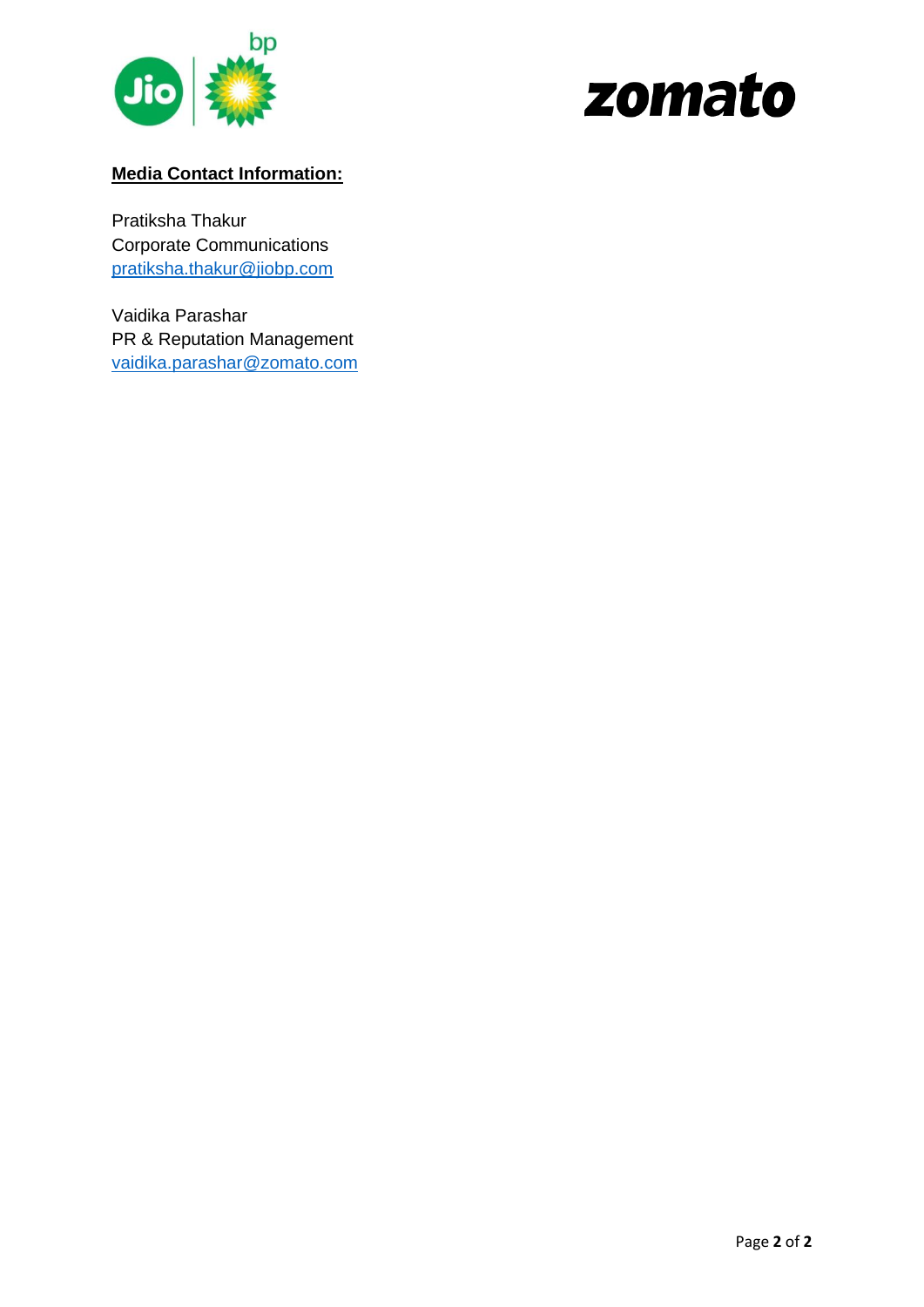**Media Contact Information:**

Pratiksha Thakur
Corporate Communications
pratiksha.thakur@jiobp.com

Vaidika Parashar
PR & Reputation Management
vaidika.parashar@zomato.com